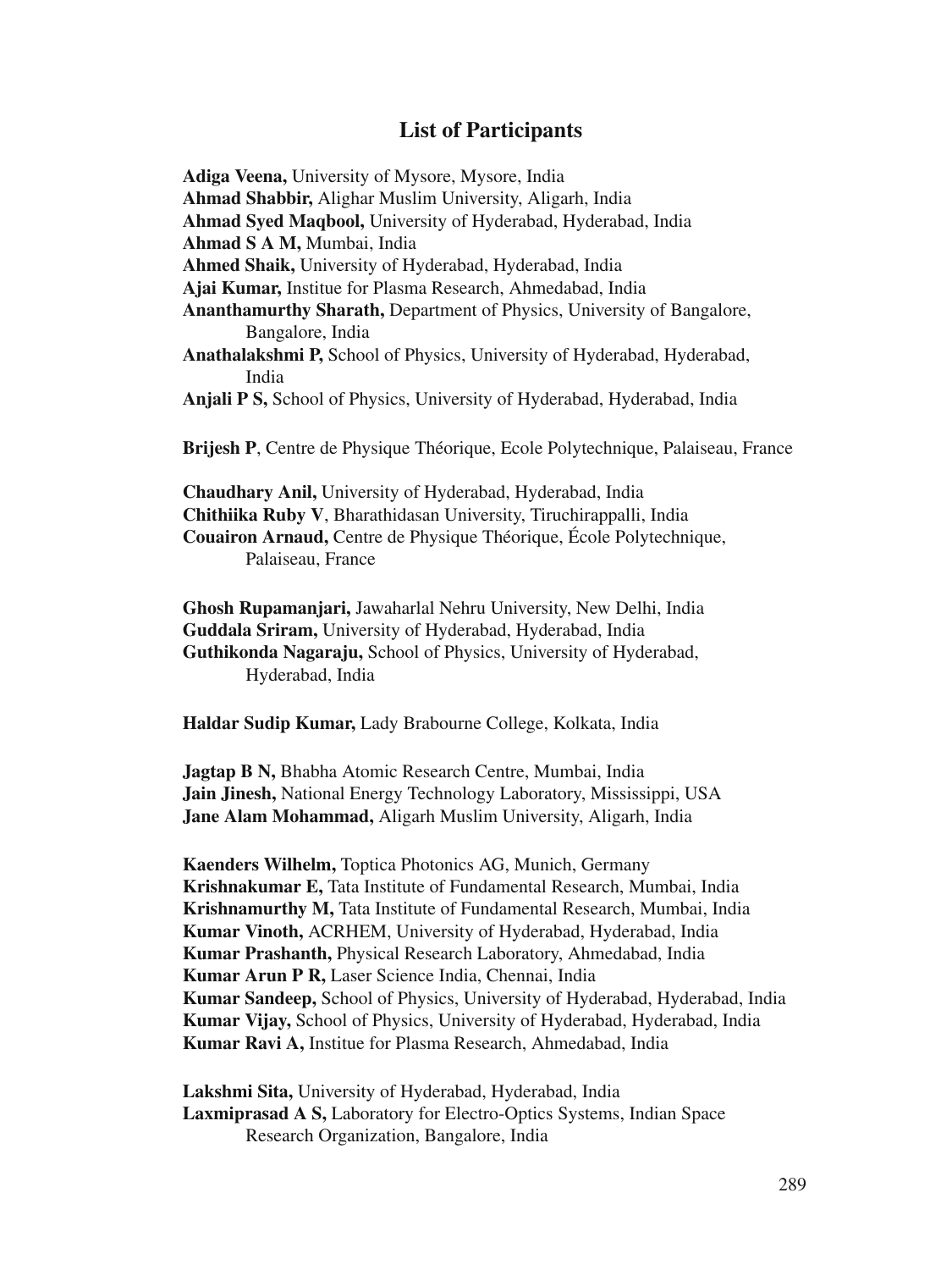## List of Participants

**Adiga Veena,** University of Mysore, Mysore, India
**Ahmad Shabbir,** Alighar Muslim University, Aligarh, India
**Ahmad Syed Maqbool,** University of Hyderabad, Hyderabad, India
**Ahmad S A M,** Mumbai, India
**Ahmed Shaik,** University of Hyderabad, Hyderabad, India
**Ajai Kumar,** Institue for Plasma Research, Ahmedabad, India
**Ananthamurthy Sharath,** Department of Physics, University of Bangalore, Bangalore, India
**Anathalakshmi P,** School of Physics, University of Hyderabad, Hyderabad, India
**Anjali P S,** School of Physics, University of Hyderabad, Hyderabad, India

**Brijesh P**, Centre de Physique Théorique, Ecole Polytechnique, Palaiseau, France

**Chaudhary Anil,** University of Hyderabad, Hyderabad, India
**Chithiika Ruby V**, Bharathidasan University, Tiruchirappalli, India
**Couairon Arnaud,** Centre de Physique Théorique, École Polytechnique, Palaiseau, France

**Ghosh Rupamanjari,** Jawaharlal Nehru University, New Delhi, India
**Guddala Sriram,** University of Hyderabad, Hyderabad, India
**Guthikonda Nagaraju,** School of Physics, University of Hyderabad, Hyderabad, India

**Haldar Sudip Kumar,** Lady Brabourne College, Kolkata, India

**Jagtap B N,** Bhabha Atomic Research Centre, Mumbai, India
**Jain Jinesh,** National Energy Technology Laboratory, Mississippi, USA
**Jane Alam Mohammad,** Aligarh Muslim University, Aligarh, India

**Kaenders Wilhelm,** Toptica Photonics AG, Munich, Germany
**Krishnakumar E,** Tata Institute of Fundamental Research, Mumbai, India
**Krishnamurthy M,** Tata Institute of Fundamental Research, Mumbai, India
**Kumar Vinoth,** ACRHEM, University of Hyderabad, Hyderabad, India
**Kumar Prashanth,** Physical Research Laboratory, Ahmedabad, India
**Kumar Arun P R,** Laser Science India, Chennai, India
**Kumar Sandeep,** School of Physics, University of Hyderabad, Hyderabad, India
**Kumar Vijay,** School of Physics, University of Hyderabad, Hyderabad, India
**Kumar Ravi A,** Institue for Plasma Research, Ahmedabad, India

**Lakshmi Sita,** University of Hyderabad, Hyderabad, India
**Laxmiprasad A S,** Laboratory for Electro-Optics Systems, Indian Space Research Organization, Bangalore, India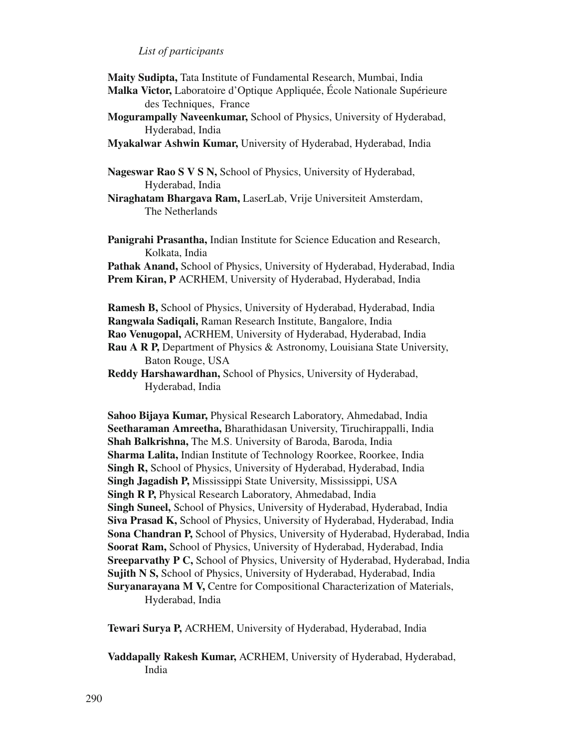**Maity Sudipta,** Tata Institute of Fundamental Research, Mumbai, India
**Malka Victor,** Laboratoire d'Optique Appliquée, École Nationale Supérieure des Techniques, France
**Mogurampally Naveenkumar,** School of Physics, University of Hyderabad, Hyderabad, India
**Myakalwar Ashwin Kumar,** University of Hyderabad, Hyderabad, India

**Nageswar Rao S V S N,** School of Physics, University of Hyderabad, Hyderabad, India
**Niraghatam Bhargava Ram,** LaserLab, Vrije Universiteit Amsterdam, The Netherlands

**Panigrahi Prasantha,** Indian Institute for Science Education and Research, Kolkata, India
**Pathak Anand,** School of Physics, University of Hyderabad, Hyderabad, India
**Prem Kiran, P** ACRHEM, University of Hyderabad, Hyderabad, India

**Ramesh B,** School of Physics, University of Hyderabad, Hyderabad, India
**Rangwala Sadiqali,** Raman Research Institute, Bangalore, India
**Rao Venugopal,** ACRHEM, University of Hyderabad, Hyderabad, India
**Rau A R P,** Department of Physics & Astronomy, Louisiana State University, Baton Rouge, USA
**Reddy Harshawardhan,** School of Physics, University of Hyderabad, Hyderabad, India

**Sahoo Bijaya Kumar,** Physical Research Laboratory, Ahmedabad, India
**Seetharaman Amreetha,** Bharathidasan University, Tiruchirappalli, India
**Shah Balkrishna,** The M.S. University of Baroda, Baroda, India
**Sharma Lalita,** Indian Institute of Technology Roorkee, Roorkee, India
**Singh R,** School of Physics, University of Hyderabad, Hyderabad, India
**Singh Jagadish P,** Mississippi State University, Mississippi, USA
**Singh R P,** Physical Research Laboratory, Ahmedabad, India
**Singh Suneel,** School of Physics, University of Hyderabad, Hyderabad, India
**Siva Prasad K,** School of Physics, University of Hyderabad, Hyderabad, India
**Sona Chandran P,** School of Physics, University of Hyderabad, Hyderabad, India
**Soorat Ram,** School of Physics, University of Hyderabad, Hyderabad, India
**Sreeparvathy P C,** School of Physics, University of Hyderabad, Hyderabad, India
**Sujith N S,** School of Physics, University of Hyderabad, Hyderabad, India
**Suryanarayana M V,** Centre for Compositional Characterization of Materials, Hyderabad, India

**Tewari Surya P,** ACRHEM, University of Hyderabad, Hyderabad, India

**Vaddapally Rakesh Kumar,** ACRHEM, University of Hyderabad, Hyderabad, India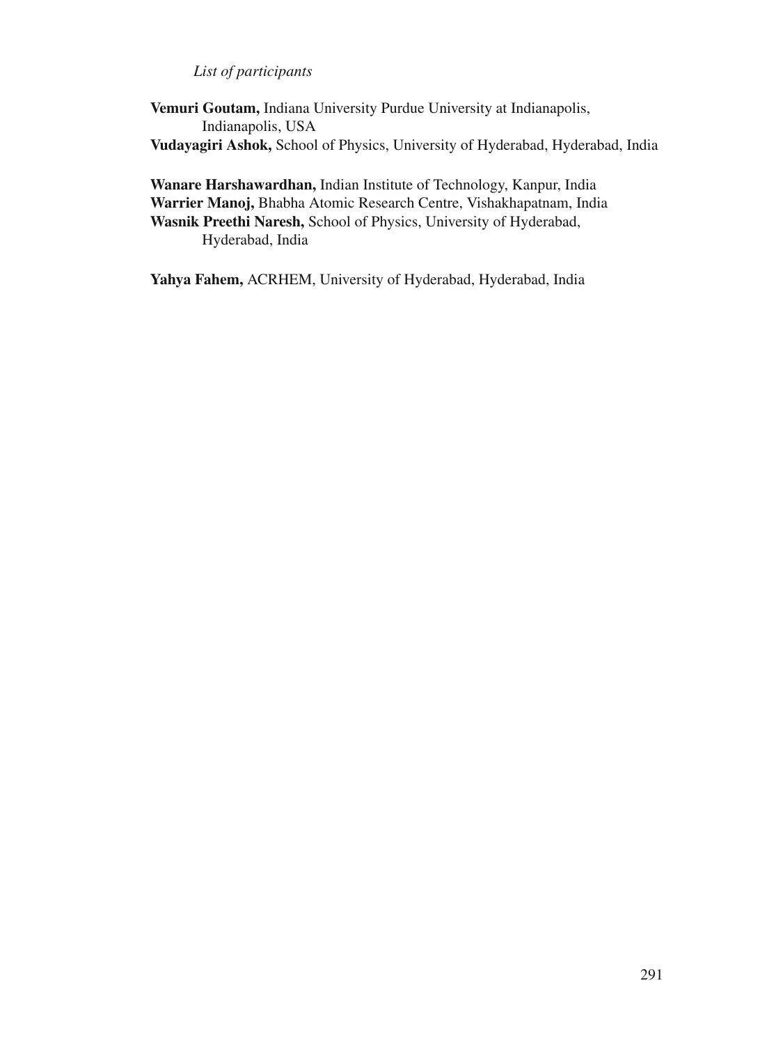**Vemuri Goutam,** Indiana University Purdue University at Indianapolis, Indianapolis, USA
**Vudayagiri Ashok,** School of Physics, University of Hyderabad, Hyderabad, India

**Wanare Harshawardhan,** Indian Institute of Technology, Kanpur, India
**Warrier Manoj,** Bhabha Atomic Research Centre, Vishakhapatnam, India
**Wasnik Preethi Naresh,** School of Physics, University of Hyderabad, Hyderabad, India

**Yahya Fahem,** ACRHEM, University of Hyderabad, Hyderabad, India